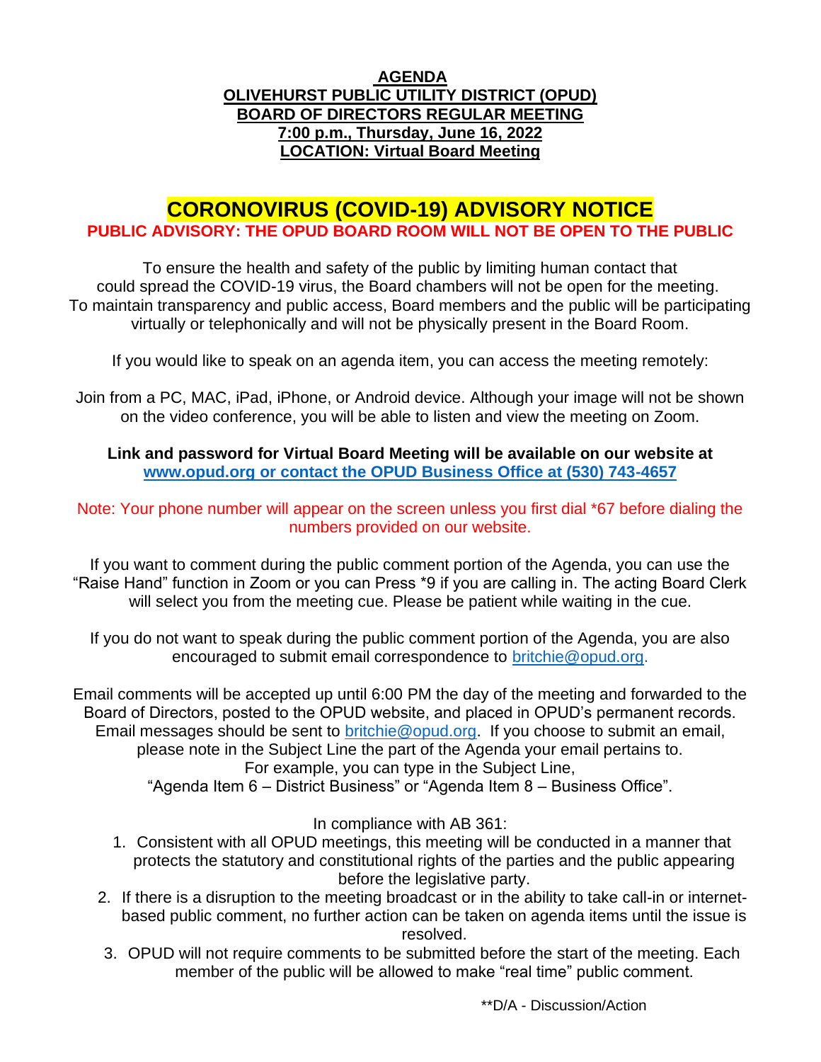**AGENDA**
**OLIVEHURST PUBLIC UTILITY DISTRICT (OPUD)**
**BOARD OF DIRECTORS REGULAR MEETING**
**7:00 p.m., Thursday, June 16, 2022**
**LOCATION: Virtual Board Meeting**

# CORONOVIRUS (COVID-19) ADVISORY NOTICE

**PUBLIC ADVISORY: THE OPUD BOARD ROOM WILL NOT BE OPEN TO THE PUBLIC**

To ensure the health and safety of the public by limiting human contact that could spread the COVID-19 virus, the Board chambers will not be open for the meeting. To maintain transparency and public access, Board members and the public will be participating virtually or telephonically and will not be physically present in the Board Room.

If you would like to speak on an agenda item, you can access the meeting remotely:

Join from a PC, MAC, iPad, iPhone, or Android device. Although your image will not be shown on the video conference, you will be able to listen and view the meeting on Zoom.

**Link and password for Virtual Board Meeting will be available on our website at www.opud.org or contact the OPUD Business Office at (530) 743-4657**

Note: Your phone number will appear on the screen unless you first dial *67 before dialing the numbers provided on our website.

If you want to comment during the public comment portion of the Agenda, you can use the "Raise Hand" function in Zoom or you can Press *9 if you are calling in. The acting Board Clerk will select you from the meeting cue. Please be patient while waiting in the cue.

If you do not want to speak during the public comment portion of the Agenda, you are also encouraged to submit email correspondence to britchie@opud.org.

Email comments will be accepted up until 6:00 PM the day of the meeting and forwarded to the Board of Directors, posted to the OPUD website, and placed in OPUD's permanent records. Email messages should be sent to britchie@opud.org. If you choose to submit an email, please note in the Subject Line the part of the Agenda your email pertains to. For example, you can type in the Subject Line, "Agenda Item 6 – District Business" or "Agenda Item 8 – Business Office".

In compliance with AB 361:

1. Consistent with all OPUD meetings, this meeting will be conducted in a manner that protects the statutory and constitutional rights of the parties and the public appearing before the legislative party.
2. If there is a disruption to the meeting broadcast or in the ability to take call-in or internet-based public comment, no further action can be taken on agenda items until the issue is resolved.
3. OPUD will not require comments to be submitted before the start of the meeting. Each member of the public will be allowed to make "real time" public comment.

**D/A - Discussion/Action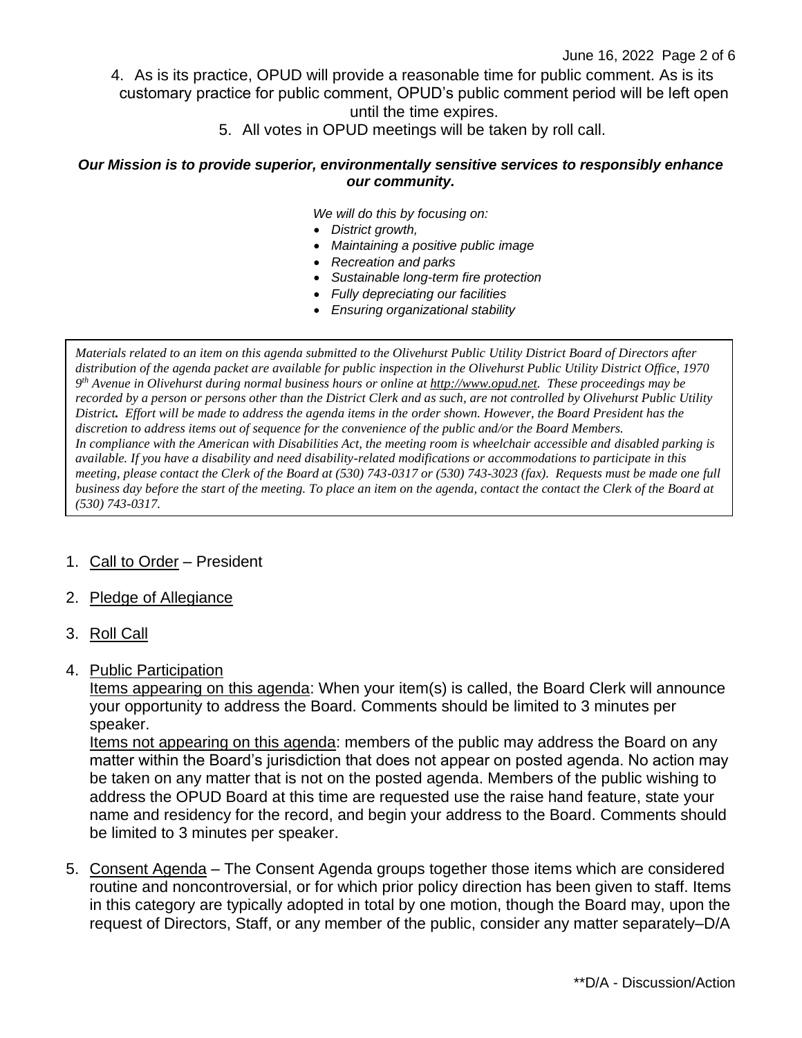4. As is its practice, OPUD will provide a reasonable time for public comment. As is its customary practice for public comment, OPUD's public comment period will be left open until the time expires.
5. All votes in OPUD meetings will be taken by roll call.

***Our Mission is to provide superior, environmentally sensitive services to responsibly enhance our community.***

*We will do this by focusing on:*

- *District growth,*
- *Maintaining a positive public image*
- *Recreation and parks*
- *Sustainable long-term fire protection*
- *Fully depreciating our facilities*
- *Ensuring organizational stability*

*Materials related to an item on this agenda submitted to the Olivehurst Public Utility District Board of Directors after distribution of the agenda packet are available for public inspection in the Olivehurst Public Utility District Office, 1970 9th Avenue in Olivehurst during normal business hours or online at http://www.opud.net. These proceedings may be recorded by a person or persons other than the District Clerk and as such, are not controlled by Olivehurst Public Utility District. Effort will be made to address the agenda items in the order shown. However, the Board President has the discretion to address items out of sequence for the convenience of the public and/or the Board Members.*
*In compliance with the American with Disabilities Act, the meeting room is wheelchair accessible and disabled parking is available. If you have a disability and need disability-related modifications or accommodations to participate in this meeting, please contact the Clerk of the Board at (530) 743-0317 or (530) 743-3023 (fax). Requests must be made one full business day before the start of the meeting. To place an item on the agenda, contact the contact the Clerk of the Board at (530) 743-0317.*

1. Call to Order – President
2. Pledge of Allegiance
3. Roll Call
4. Public Participation

   Items appearing on this agenda: When your item(s) is called, the Board Clerk will announce your opportunity to address the Board. Comments should be limited to 3 minutes per speaker.

   Items not appearing on this agenda: members of the public may address the Board on any matter within the Board's jurisdiction that does not appear on posted agenda. No action may be taken on any matter that is not on the posted agenda. Members of the public wishing to address the OPUD Board at this time are requested use the raise hand feature, state your name and residency for the record, and begin your address to the Board. Comments should be limited to 3 minutes per speaker.

5. Consent Agenda – The Consent Agenda groups together those items which are considered routine and noncontroversial, or for which prior policy direction has been given to staff. Items in this category are typically adopted in total by one motion, though the Board may, upon the request of Directors, Staff, or any member of the public, consider any matter separately–D/A

**D/A - Discussion/Action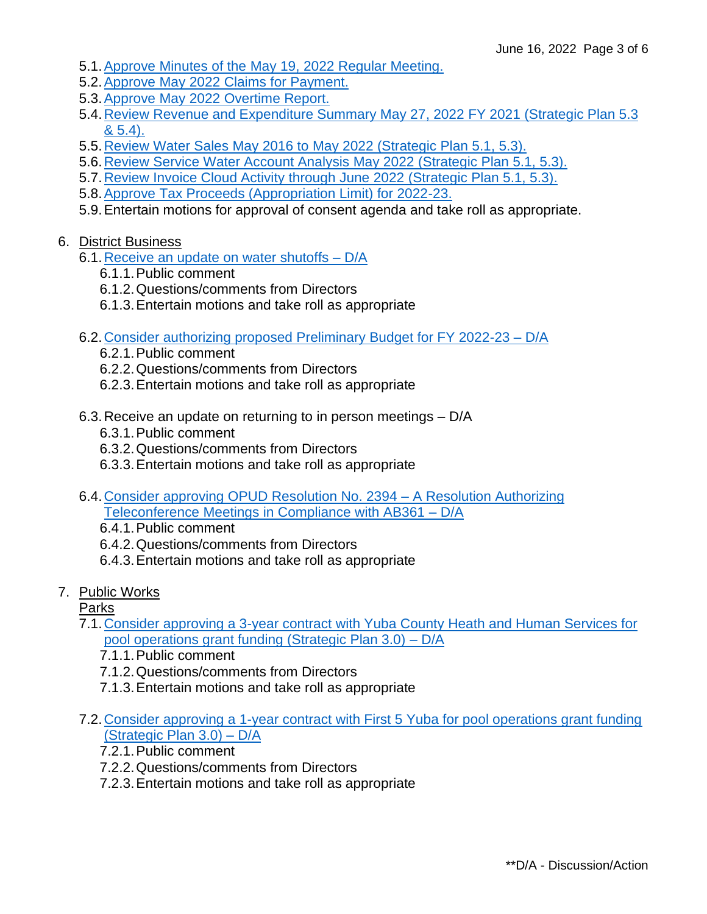5.1. Approve Minutes of the May 19, 2022 Regular Meeting.
5.2. Approve May 2022 Claims for Payment.
5.3. Approve May 2022 Overtime Report.
5.4. Review Revenue and Expenditure Summary May 27, 2022 FY 2021 (Strategic Plan 5.3 & 5.4).
5.5. Review Water Sales May 2016 to May 2022 (Strategic Plan 5.1, 5.3).
5.6. Review Service Water Account Analysis May 2022 (Strategic Plan 5.1, 5.3).
5.7. Review Invoice Cloud Activity through June 2022 (Strategic Plan 5.1, 5.3).
5.8. Approve Tax Proceeds (Appropriation Limit) for 2022-23.
5.9. Entertain motions for approval of consent agenda and take roll as appropriate.

6. District Business
   - 6.1. Receive an update on water shutoffs – D/A
     - 6.1.1. Public comment
     - 6.1.2. Questions/comments from Directors
     - 6.1.3. Entertain motions and take roll as appropriate
   - 6.2. Consider authorizing proposed Preliminary Budget for FY 2022-23 – D/A
     - 6.2.1. Public comment
     - 6.2.2. Questions/comments from Directors
     - 6.2.3. Entertain motions and take roll as appropriate
   - 6.3. Receive an update on returning to in person meetings – D/A
     - 6.3.1. Public comment
     - 6.3.2. Questions/comments from Directors
     - 6.3.3. Entertain motions and take roll as appropriate
   - 6.4. Consider approving OPUD Resolution No. 2394 – A Resolution Authorizing Teleconference Meetings in Compliance with AB361 – D/A
     - 6.4.1. Public comment
     - 6.4.2. Questions/comments from Directors
     - 6.4.3. Entertain motions and take roll as appropriate

7. Public Works

   Parks
   - 7.1. Consider approving a 3-year contract with Yuba County Heath and Human Services for pool operations grant funding (Strategic Plan 3.0) – D/A
     - 7.1.1. Public comment
     - 7.1.2. Questions/comments from Directors
     - 7.1.3. Entertain motions and take roll as appropriate
   - 7.2. Consider approving a 1-year contract with First 5 Yuba for pool operations grant funding (Strategic Plan 3.0) – D/A
     - 7.2.1. Public comment
     - 7.2.2. Questions/comments from Directors
     - 7.2.3. Entertain motions and take roll as appropriate

**D/A - Discussion/Action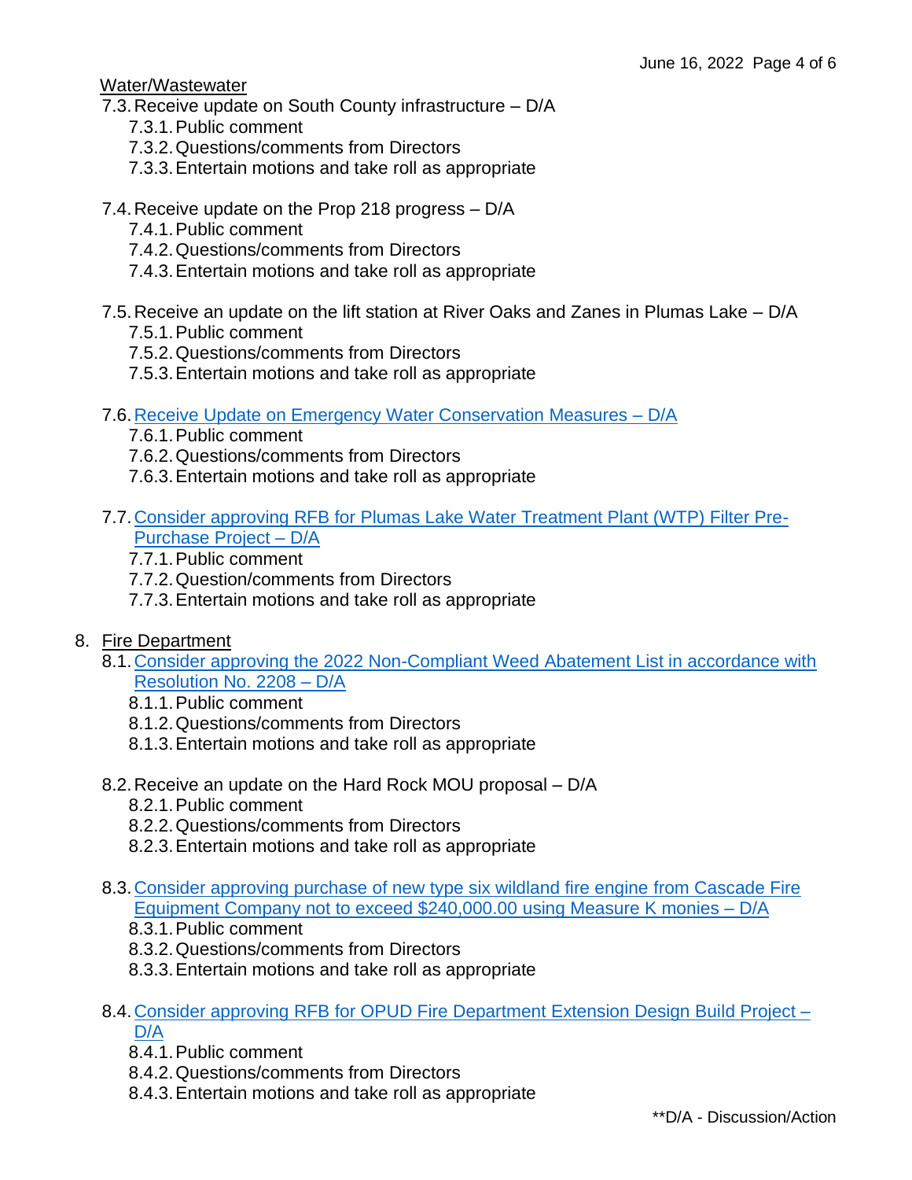Water/Wastewater

7.3. Receive update on South County infrastructure – D/A
   - 7.3.1. Public comment
   - 7.3.2. Questions/comments from Directors
   - 7.3.3. Entertain motions and take roll as appropriate

7.4. Receive update on the Prop 218 progress – D/A
   - 7.4.1. Public comment
   - 7.4.2. Questions/comments from Directors
   - 7.4.3. Entertain motions and take roll as appropriate

7.5. Receive an update on the lift station at River Oaks and Zanes in Plumas Lake – D/A
   - 7.5.1. Public comment
   - 7.5.2. Questions/comments from Directors
   - 7.5.3. Entertain motions and take roll as appropriate

7.6. Receive Update on Emergency Water Conservation Measures – D/A
   - 7.6.1. Public comment
   - 7.6.2. Questions/comments from Directors
   - 7.6.3. Entertain motions and take roll as appropriate

7.7. Consider approving RFB for Plumas Lake Water Treatment Plant (WTP) Filter Pre-Purchase Project – D/A
   - 7.7.1. Public comment
   - 7.7.2. Question/comments from Directors
   - 7.7.3. Entertain motions and take roll as appropriate

8. Fire Department

8.1. Consider approving the 2022 Non-Compliant Weed Abatement List in accordance with Resolution No. 2208 – D/A
   - 8.1.1. Public comment
   - 8.1.2. Questions/comments from Directors
   - 8.1.3. Entertain motions and take roll as appropriate

8.2. Receive an update on the Hard Rock MOU proposal – D/A
   - 8.2.1. Public comment
   - 8.2.2. Questions/comments from Directors
   - 8.2.3. Entertain motions and take roll as appropriate

8.3. Consider approving purchase of new type six wildland fire engine from Cascade Fire Equipment Company not to exceed $240,000.00 using Measure K monies – D/A
   - 8.3.1. Public comment
   - 8.3.2. Questions/comments from Directors
   - 8.3.3. Entertain motions and take roll as appropriate

8.4. Consider approving RFB for OPUD Fire Department Extension Design Build Project – D/A
   - 8.4.1. Public comment
   - 8.4.2. Questions/comments from Directors
   - 8.4.3. Entertain motions and take roll as appropriate

**D/A - Discussion/Action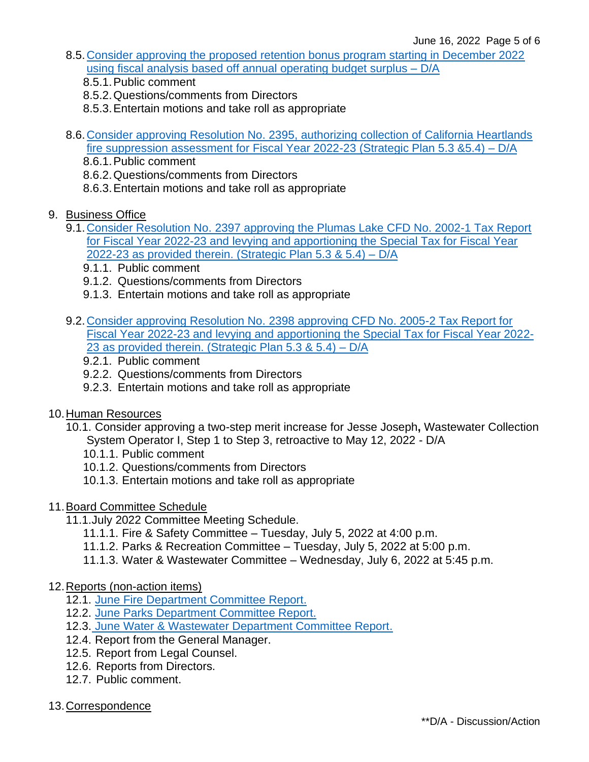8.5. Consider approving the proposed retention bonus program starting in December 2022 using fiscal analysis based off annual operating budget surplus – D/A
   - 8.5.1. Public comment
   - 8.5.2. Questions/comments from Directors
   - 8.5.3. Entertain motions and take roll as appropriate

8.6. Consider approving Resolution No. 2395, authorizing collection of California Heartlands fire suppression assessment for Fiscal Year 2022-23 (Strategic Plan 5.3 &5.4) – D/A
   - 8.6.1. Public comment
   - 8.6.2. Questions/comments from Directors
   - 8.6.3. Entertain motions and take roll as appropriate

9. Business Office
   - 9.1. Consider Resolution No. 2397 approving the Plumas Lake CFD No. 2002-1 Tax Report for Fiscal Year 2022-23 and levying and apportioning the Special Tax for Fiscal Year 2022-23 as provided therein. (Strategic Plan 5.3 & 5.4) – D/A
     - 9.1.1. Public comment
     - 9.1.2. Questions/comments from Directors
     - 9.1.3. Entertain motions and take roll as appropriate
   - 9.2. Consider approving Resolution No. 2398 approving CFD No. 2005-2 Tax Report for Fiscal Year 2022-23 and levying and apportioning the Special Tax for Fiscal Year 2022-23 as provided therein. (Strategic Plan 5.3 & 5.4) – D/A
     - 9.2.1. Public comment
     - 9.2.2. Questions/comments from Directors
     - 9.2.3. Entertain motions and take roll as appropriate

10. Human Resources
    - 10.1. Consider approving a two-step merit increase for Jesse Joseph**,** Wastewater Collection System Operator I, Step 1 to Step 3, retroactive to May 12, 2022 - D/A
      - 10.1.1. Public comment
      - 10.1.2. Questions/comments from Directors
      - 10.1.3. Entertain motions and take roll as appropriate

11. Board Committee Schedule
    - 11.1. July 2022 Committee Meeting Schedule.
      - 11.1.1. Fire & Safety Committee – Tuesday, July 5, 2022 at 4:00 p.m.
      - 11.1.2. Parks & Recreation Committee – Tuesday, July 5, 2022 at 5:00 p.m.
      - 11.1.3. Water & Wastewater Committee – Wednesday, July 6, 2022 at 5:45 p.m.

12. Reports (non-action items)
    - 12.1. June Fire Department Committee Report.
    - 12.2. June Parks Department Committee Report.
    - 12.3. June Water & Wastewater Department Committee Report.
    - 12.4. Report from the General Manager.
    - 12.5. Report from Legal Counsel.
    - 12.6. Reports from Directors.
    - 12.7. Public comment.

13. Correspondence

**D/A - Discussion/Action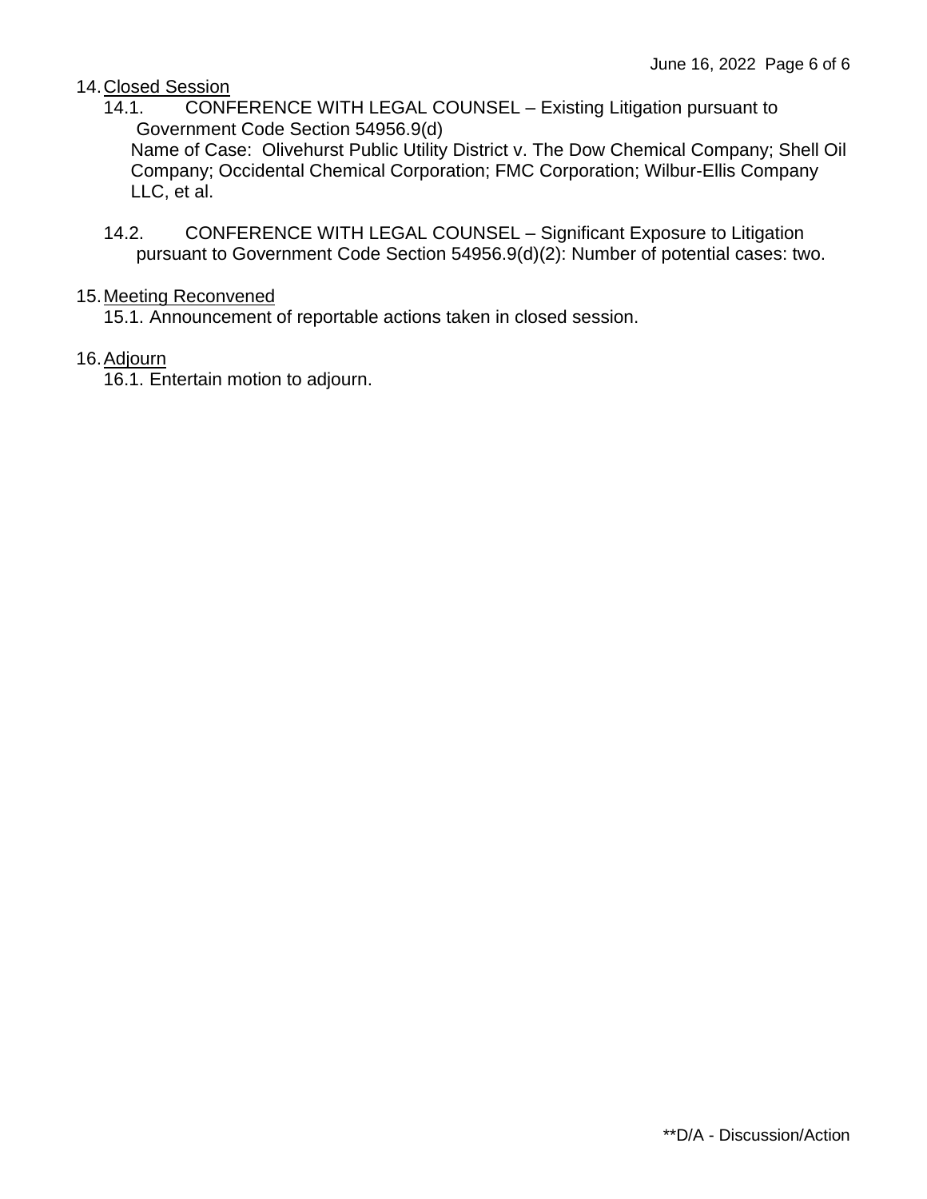14. Closed Session
    14.1. CONFERENCE WITH LEGAL COUNSEL – Existing Litigation pursuant to Government Code Section 54956.9(d)
    Name of Case: Olivehurst Public Utility District v. The Dow Chemical Company; Shell Oil Company; Occidental Chemical Corporation; FMC Corporation; Wilbur-Ellis Company LLC, et al.

    14.2. CONFERENCE WITH LEGAL COUNSEL – Significant Exposure to Litigation pursuant to Government Code Section 54956.9(d)(2): Number of potential cases: two.

15. Meeting Reconvened
    15.1. Announcement of reportable actions taken in closed session.

16. Adjourn
    16.1. Entertain motion to adjourn.

**D/A - Discussion/Action